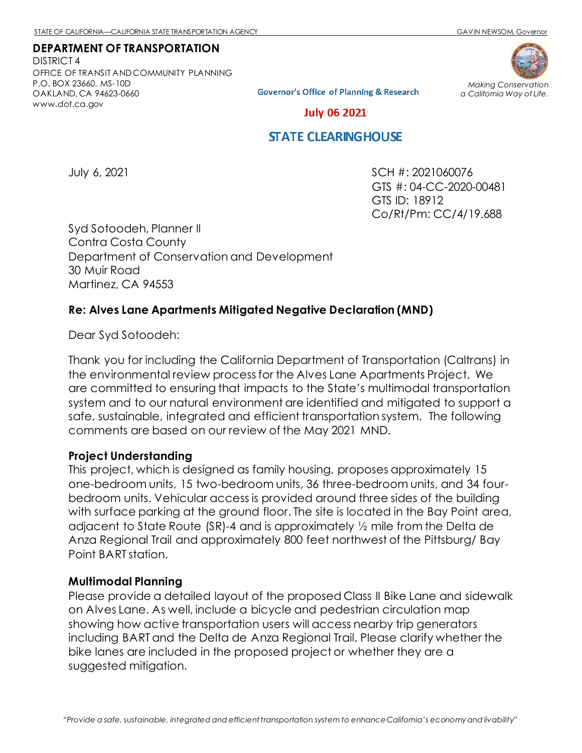STATE OF CALIFORNIA—CALIFORNIA STATE TRANSPORTATION AGENCY GAVIN NEWSOM, Governor

**DEPARTMENT OF TRANSPORTATION**
DISTRICT 4
OFFICE OF TRANSIT AND COMMUNITY PLANNING
P.O. BOX 23660, MS-10D
OAKLAND, CA 94623-0660
www.dot.ca.gov

*Making Conservation a California Way of Life.*

Governor's Office of Planning & Research

July 06 2021

STATE CLEARINGHOUSE

July 6, 2021

SCH #: 2021060076
GTS #: 04-CC-2020-00481
GTS ID: 18912
Co/Rt/Pm: CC/4/19.688

Syd Sotoodeh, Planner II
Contra Costa County
Department of Conservation and Development
30 Muir Road
Martinez, CA 94553

**Re: Alves Lane Apartments Mitigated Negative Declaration (MND)**

Dear Syd Sotoodeh:

Thank you for including the California Department of Transportation (Caltrans) in the environmental review process for the Alves Lane Apartments Project. We are committed to ensuring that impacts to the State's multimodal transportation system and to our natural environment are identified and mitigated to support a safe, sustainable, integrated and efficient transportation system. The following comments are based on our review of the May 2021 MND.

**Project Understanding**

This project, which is designed as family housing, proposes approximately 15 one-bedroom units, 15 two-bedroom units, 36 three-bedroom units, and 34 four-bedroom units. Vehicular access is provided around three sides of the building with surface parking at the ground floor. The site is located in the Bay Point area, adjacent to State Route (SR)-4 and is approximately ½ mile from the Delta de Anza Regional Trail and approximately 800 feet northwest of the Pittsburg/ Bay Point BART station.

**Multimodal Planning**

Please provide a detailed layout of the proposed Class II Bike Lane and sidewalk on Alves Lane. As well, include a bicycle and pedestrian circulation map showing how active transportation users will access nearby trip generators including BART and the Delta de Anza Regional Trail. Please clarify whether the bike lanes are included in the proposed project or whether they are a suggested mitigation.

*"Provide a safe, sustainable, integrated and efficient transportation system to enhance California's economy and livability"*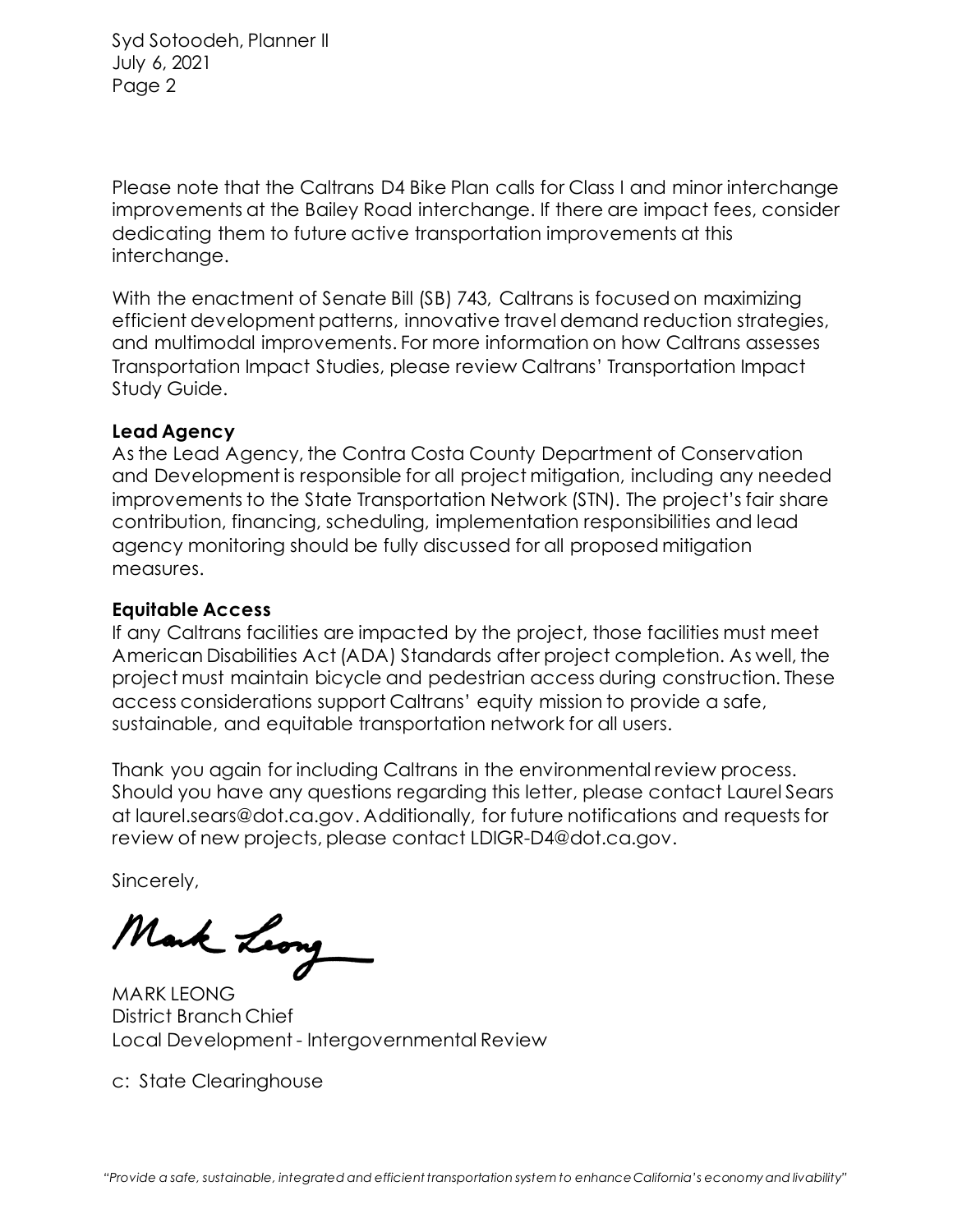Please note that the Caltrans D4 Bike Plan calls for Class I and minor interchange improvements at the Bailey Road interchange. If there are impact fees, consider dedicating them to future active transportation improvements at this interchange.

With the enactment of Senate Bill (SB) 743, Caltrans is focused on maximizing efficient development patterns, innovative travel demand reduction strategies, and multimodal improvements. For more information on how Caltrans assesses Transportation Impact Studies, please review Caltrans' Transportation Impact Study Guide.

**Lead Agency**

As the Lead Agency, the Contra Costa County Department of Conservation and Development is responsible for all project mitigation, including any needed improvements to the State Transportation Network (STN). The project's fair share contribution, financing, scheduling, implementation responsibilities and lead agency monitoring should be fully discussed for all proposed mitigation measures.

**Equitable Access**

If any Caltrans facilities are impacted by the project, those facilities must meet American Disabilities Act (ADA) Standards after project completion. As well, the project must maintain bicycle and pedestrian access during construction. These access considerations support Caltrans' equity mission to provide a safe, sustainable, and equitable transportation network for all users.

Thank you again for including Caltrans in the environmental review process. Should you have any questions regarding this letter, please contact Laurel Sears at laurel.sears@dot.ca.gov. Additionally, for future notifications and requests for review of new projects, please contact LDIGR-D4@dot.ca.gov.

Sincerely,

Mark Leong

MARK LEONG
District Branch Chief
Local Development - Intergovernmental Review

c: State Clearinghouse